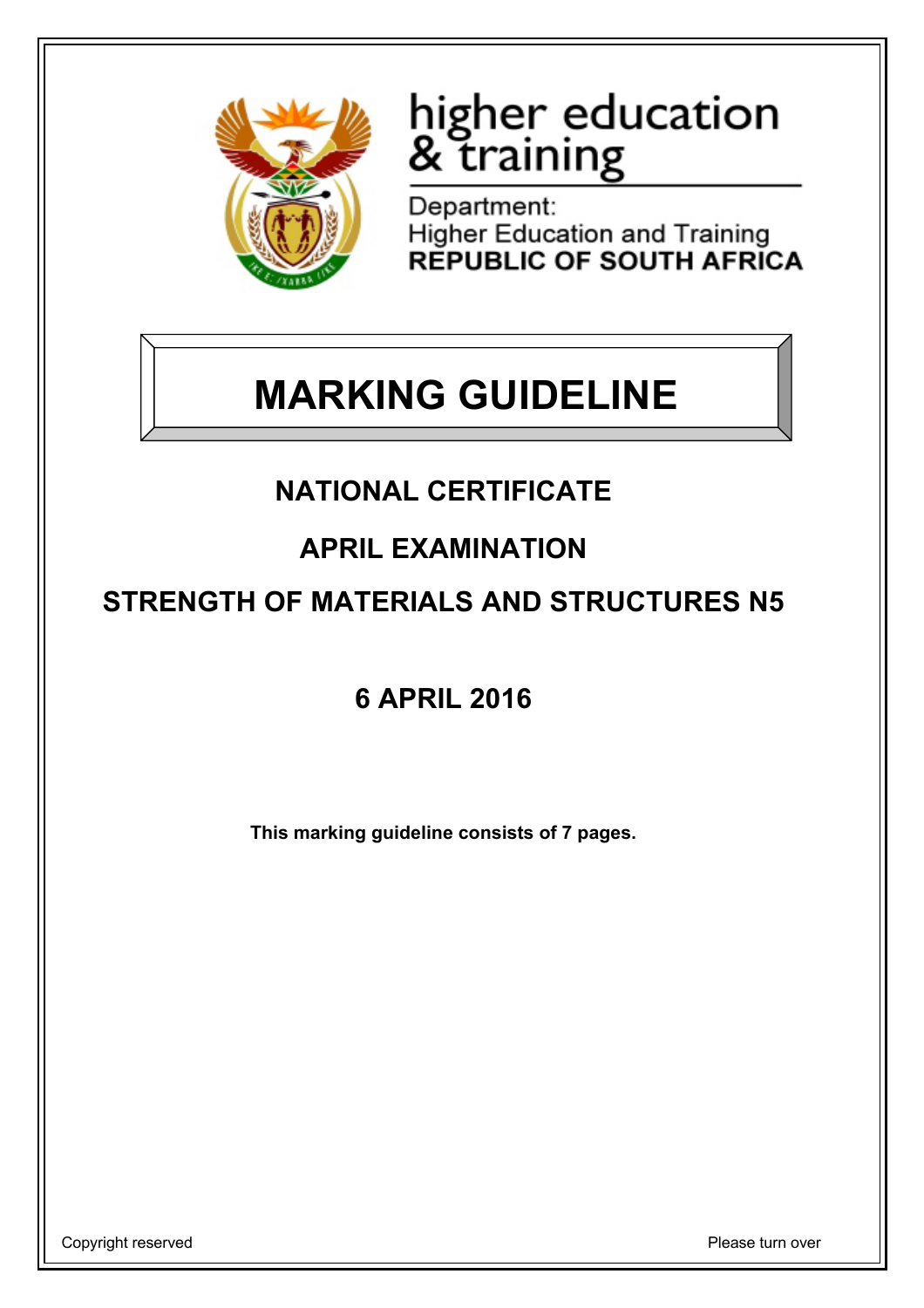higher education & training

Department:
Higher Education and Training
**REPUBLIC OF SOUTH AFRICA**

# MARKING GUIDELINE

## NATIONAL CERTIFICATE

## APRIL EXAMINATION

## STRENGTH OF MATERIALS AND STRUCTURES N5

## 6 APRIL 2016

**This marking guideline consists of 7 pages.**

Copyright reserved

Please turn over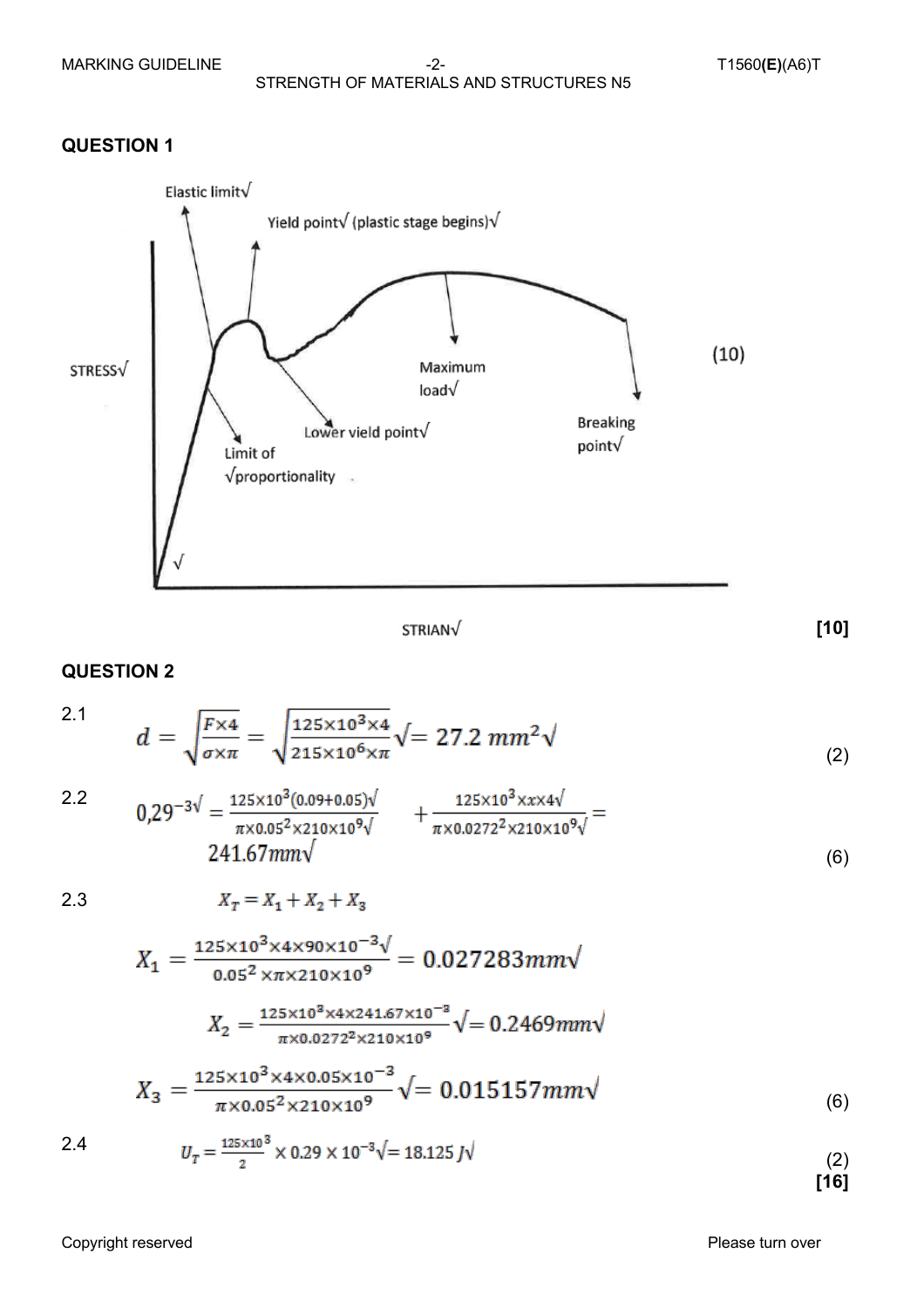## QUESTION 1

Elastic limit√

Yield point√ (plastic stage begins)√

STRESS√

Maximum load√

Lower yield point√

Breaking point√

Limit of √proportionality

√

STRIAN√

(10)

**[10]**

## QUESTION 2

2.1

$$d = \sqrt{\frac{F \times 4}{\sigma \times \pi}} = \sqrt{\frac{125\times10^{3}\times4}{215\times10^{6}\times\pi}}\surd = 27.2\ mm^{2}\surd$$

(2)

2.2

$$0{,}29^{-3}\surd = \frac{125\times10^{3}(0.09+0.05)\surd}{\pi\times0.05^{2}\times210\times10^{9}\surd} + \frac{125\times10^{3}\times x\times4\surd}{\pi\times0.0272^{2}\times210\times10^{9}\surd} =$$

$$241.67mm\surd$$

(6)

2.3

$$X_T = X_1 + X_2 + X_3$$

$$X_1 = \frac{125\times10^{3}\times4\times90\times10^{-3}\surd}{0.05^{2}\times\pi\times210\times10^{9}} = 0.027283mm\surd$$

$$X_2 = \frac{125\times10^{3}\times4\times241.67\times10^{-3}}{\pi\times0.0272^{2}\times210\times10^{9}}\surd = 0.2469mm\surd$$

$$X_3 = \frac{125\times10^{3}\times4\times0.05\times10^{-3}}{\pi\times0.05^{2}\times210\times10^{9}}\surd = 0.015157mm\surd$$

(6)

2.4

$$U_T = \frac{125\times10^{3}}{2} \times 0.29 \times 10^{-3}\surd = 18.125\ J\surd$$

(2)

**[16]**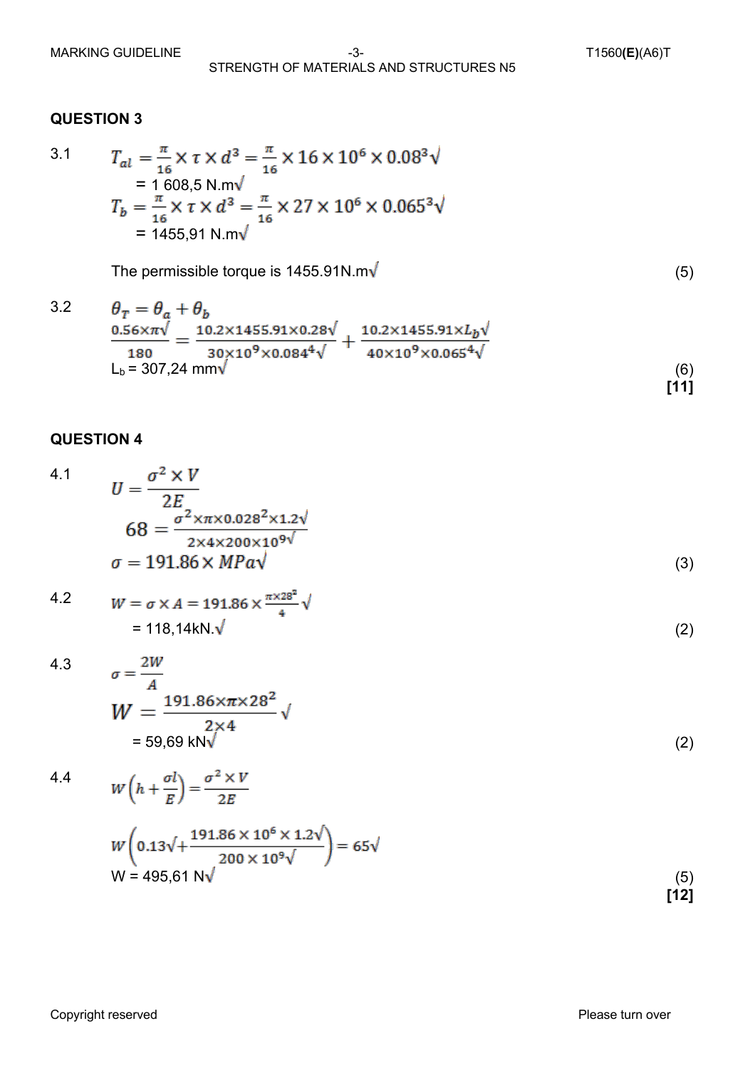## QUESTION 3

3.1

$$T_{al} = \frac{\pi}{16} \times \tau \times d^3 = \frac{\pi}{16} \times 16 \times 10^6 \times 0.08^3 \checkmark$$

= 1 608,5 N.m✓

$$T_b = \frac{\pi}{16} \times \tau \times d^3 = \frac{\pi}{16} \times 27 \times 10^6 \times 0.065^3 \checkmark$$

= 1455,91 N.m✓

The permissible torque is 1455.91N.m✓ (5)

3.2

$$\theta_T = \theta_a + \theta_b$$

$$\frac{0.56 \times \pi \checkmark}{180} = \frac{10.2 \times 1455.91 \times 0.28 \checkmark}{30 \times 10^9 \times 0.084^4 \checkmark} + \frac{10.2 \times 1455.91 \times L_b \checkmark}{40 \times 10^9 \times 0.065^4 \checkmark}$$

$L_b$ = 307,24 mm✓ (6)

**[11]**

## QUESTION 4

4.1

$$U = \frac{\sigma^2 \times V}{2E}$$

$$68 = \frac{\sigma^2 \times \pi \times 0.028^2 \times 1.2 \checkmark}{2 \times 4 \times 200 \times 10^9 \checkmark}$$

$$\sigma = 191.86 \times MPa \checkmark$$

(3)

4.2

$$W = \sigma \times A = 191.86 \times \frac{\pi \times 28^2}{4} \checkmark$$

= 118,14kN.✓ (2)

4.3

$$\sigma = \frac{2W}{A}$$

$$W = \frac{191.86 \times \pi \times 28^2}{2 \times 4} \checkmark$$

= 59,69 kN✓ (2)

4.4

$$W\left(h + \frac{\sigma l}{E}\right) = \frac{\sigma^2 \times V}{2E}$$

$$W\left(0.13\checkmark + \frac{191.86 \times 10^6 \times 1.2\checkmark}{200 \times 10^9 \checkmark}\right) = 65\checkmark$$

W = 495,61 N✓ (5)

**[12]**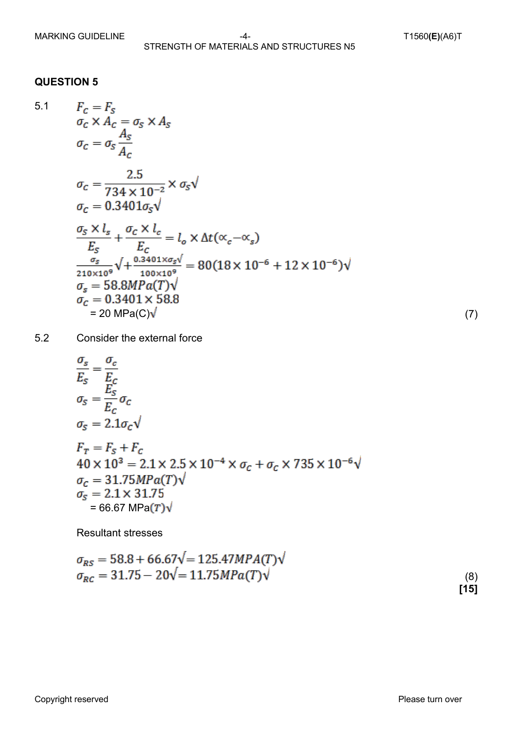## QUESTION 5

5.1

$$F_C = F_S$$
$$\sigma_C \times A_C = \sigma_S \times A_S$$
$$\sigma_C = \sigma_S \frac{A_S}{A_C}$$

$$\sigma_C = \frac{2.5}{734 \times 10^{-2}} \times \sigma_S \surd$$
$$\sigma_C = 0.3401\sigma_S \surd$$

$$\frac{\sigma_S \times l_s}{E_S} + \frac{\sigma_C \times l_c}{E_C} = l_o \times \Delta t(\alpha_c - \alpha_s)$$
$$\frac{\sigma_s}{210 \times 10^9}\surd + \frac{0.3401 \times \sigma_s \surd}{100 \times 10^9} = 80(18 \times 10^{-6} + 12 \times 10^{-6})\surd$$
$$\sigma_s = 58.8 MPa(T)\surd$$
$$\sigma_C = 0.3401 \times 58.8$$
$$= 20 \text{ MPa(C)}\surd$$

(7)

5.2 Consider the external force

$$\frac{\sigma_s}{E_S} = \frac{\sigma_c}{E_C}$$
$$\sigma_S = \frac{E_S}{E_C}\sigma_C$$
$$\sigma_S = 2.1\sigma_C \surd$$

$$F_T = F_S + F_C$$
$$40 \times 10^3 = 2.1 \times 2.5 \times 10^{-4} \times \sigma_C + \sigma_C \times 735 \times 10^{-6}\surd$$
$$\sigma_C = 31.75 MPa(T)\surd$$
$$\sigma_S = 2.1 \times 31.75$$
$$= 66.67 \text{ MPa}(T)\surd$$

Resultant stresses

$$\sigma_{RS} = 58.8 + 66.67\surd = 125.47 MPA(T)\surd$$
$$\sigma_{RC} = 31.75 - 20\surd = 11.75 MPa(T)\surd$$

(8)

**[15]**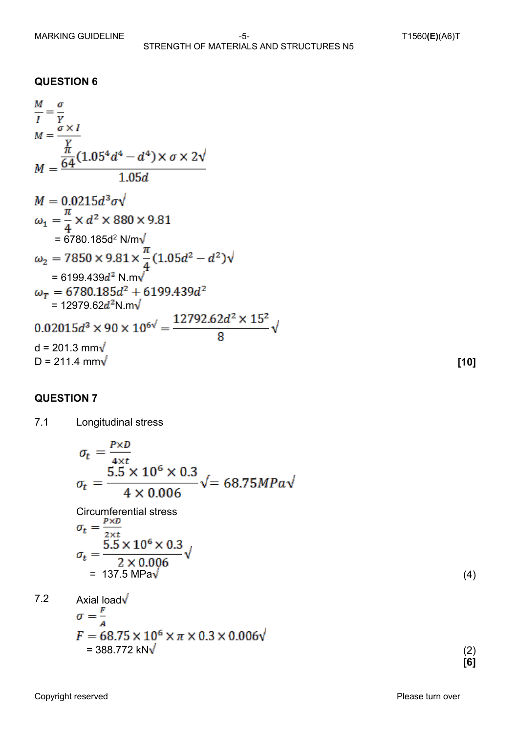## QUESTION 6

$$\frac{M}{I} = \frac{\sigma}{Y}$$

$$M = \frac{\sigma \times I}{Y}$$

$$M = \frac{\frac{\pi}{64}(1.05^4 d^4 - d^4) \times \sigma \times 2\checkmark}{1.05d}$$

$$M = 0.0215d^3\sigma\checkmark$$

$$\omega_1 = \frac{\pi}{4} \times d^2 \times 880 \times 9.81$$

= 6780.185d$^2$ N/m✓

$$\omega_2 = 7850 \times 9.81 \times \frac{\pi}{4}(1.05d^2 - d^2)\checkmark$$

= 6199.439$d^2$ N.m✓

$$\omega_T = 6780.185d^2 + 6199.439d^2$$

= 12979.62$d^2$N.m✓

$$0.02015d^3 \times 90 \times 10^{6\checkmark} = \frac{12792.62d^2 \times 15^2}{8}\checkmark$$

d = 201.3 mm✓

D = 211.4 mm✓ **[10]**

## QUESTION 7

7.1 Longitudinal stress

$$\sigma_t = \frac{P \times D}{4 \times t}$$

$$\sigma_t = \frac{5.5 \times 10^6 \times 0.3}{4 \times 0.006}\checkmark = 68.75MPa\checkmark$$

Circumferential stress

$$\sigma_t = \frac{P \times D}{2 \times t}$$

$$\sigma_t = \frac{5.5 \times 10^6 \times 0.3}{2 \times 0.006}\checkmark$$

= 137.5 MPa✓ (4)

7.2 Axial load✓

$$\sigma = \frac{F}{A}$$

$$F = 68.75 \times 10^6 \times \pi \times 0.3 \times 0.006\checkmark$$

= 388.772 kN✓ (2)

**[6]**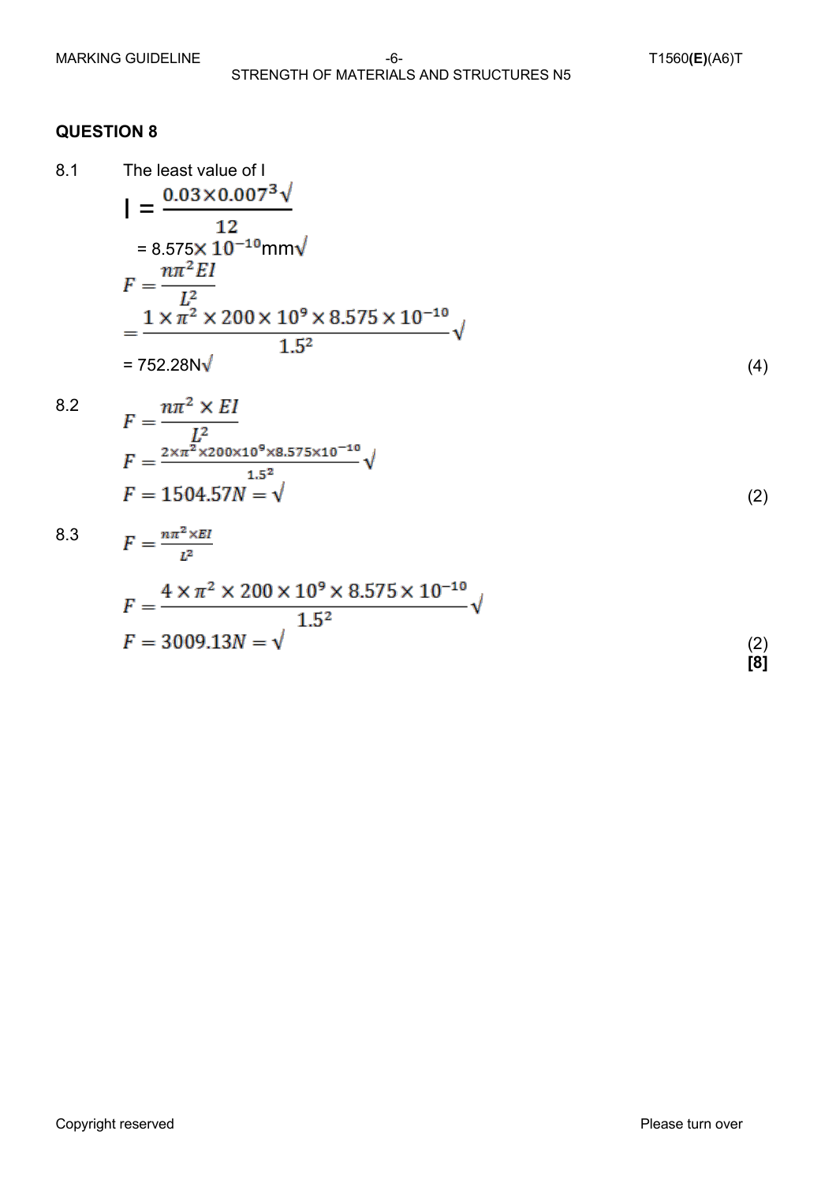## QUESTION 8

8.1 The least value of I

$$I = \frac{0.03 \times 0.007^3}{12} \checkmark$$

$$= 8.575 \times 10^{-10} \text{mm} \checkmark$$

$$F = \frac{n\pi^2 EI}{L^2}$$

$$= \frac{1 \times \pi^2 \times 200 \times 10^9 \times 8.575 \times 10^{-10}}{1.5^2} \checkmark$$

$$= 752.28\text{N} \checkmark$$

(4)

8.2

$$F = \frac{n\pi^2 \times EI}{L^2}$$

$$F = \frac{2 \times \pi^2 \times 200 \times 10^9 \times 8.575 \times 10^{-10}}{1.5^2} \checkmark$$

$$F = 1504.57N = \checkmark$$

(2)

8.3

$$F = \frac{n\pi^2 \times EI}{L^2}$$

$$F = \frac{4 \times \pi^2 \times 200 \times 10^9 \times 8.575 \times 10^{-10}}{1.5^2} \checkmark$$

$$F = 3009.13N = \checkmark$$

(2)

**[8]**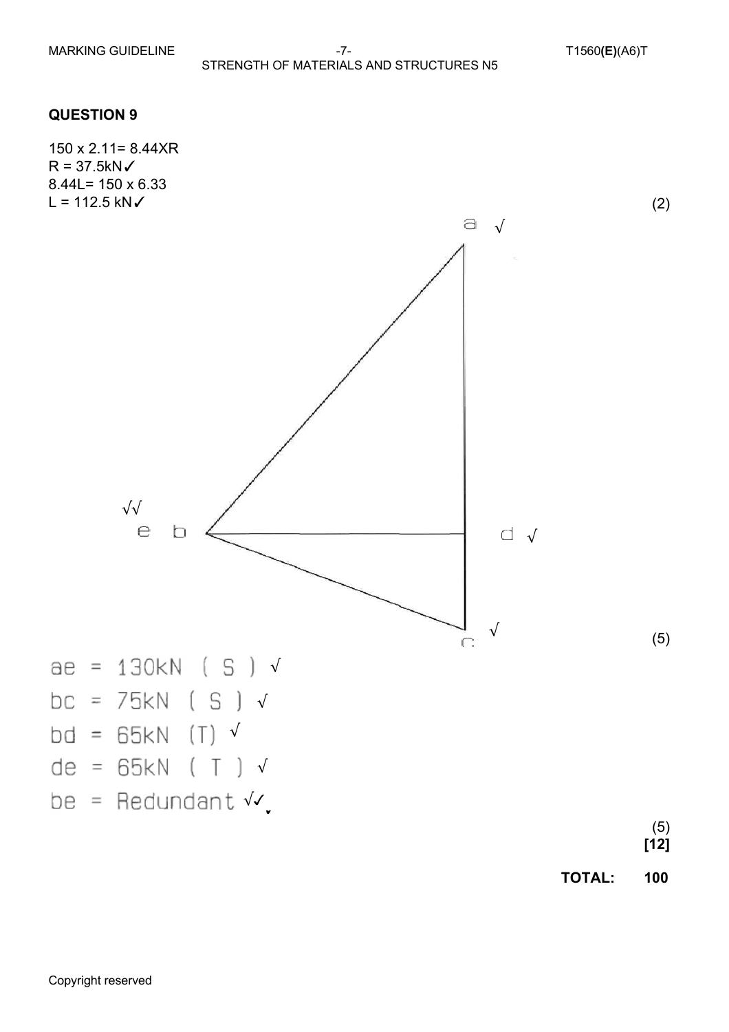## QUESTION 9

150 x 2.11= 8.44XR

R = 37.5kN✓

8.44L= 150 x 6.33

L = 112.5 kN✓

(2)

a √

√√ e b

d √

c √

(5)

ae = 130kN ( S ) √

bc = 75kN ( S ) √

bd = 65kN (T) √

de = 65kN ( T ) √

be = Redundant √✓

(5)

**[12]**

**TOTAL: 100**